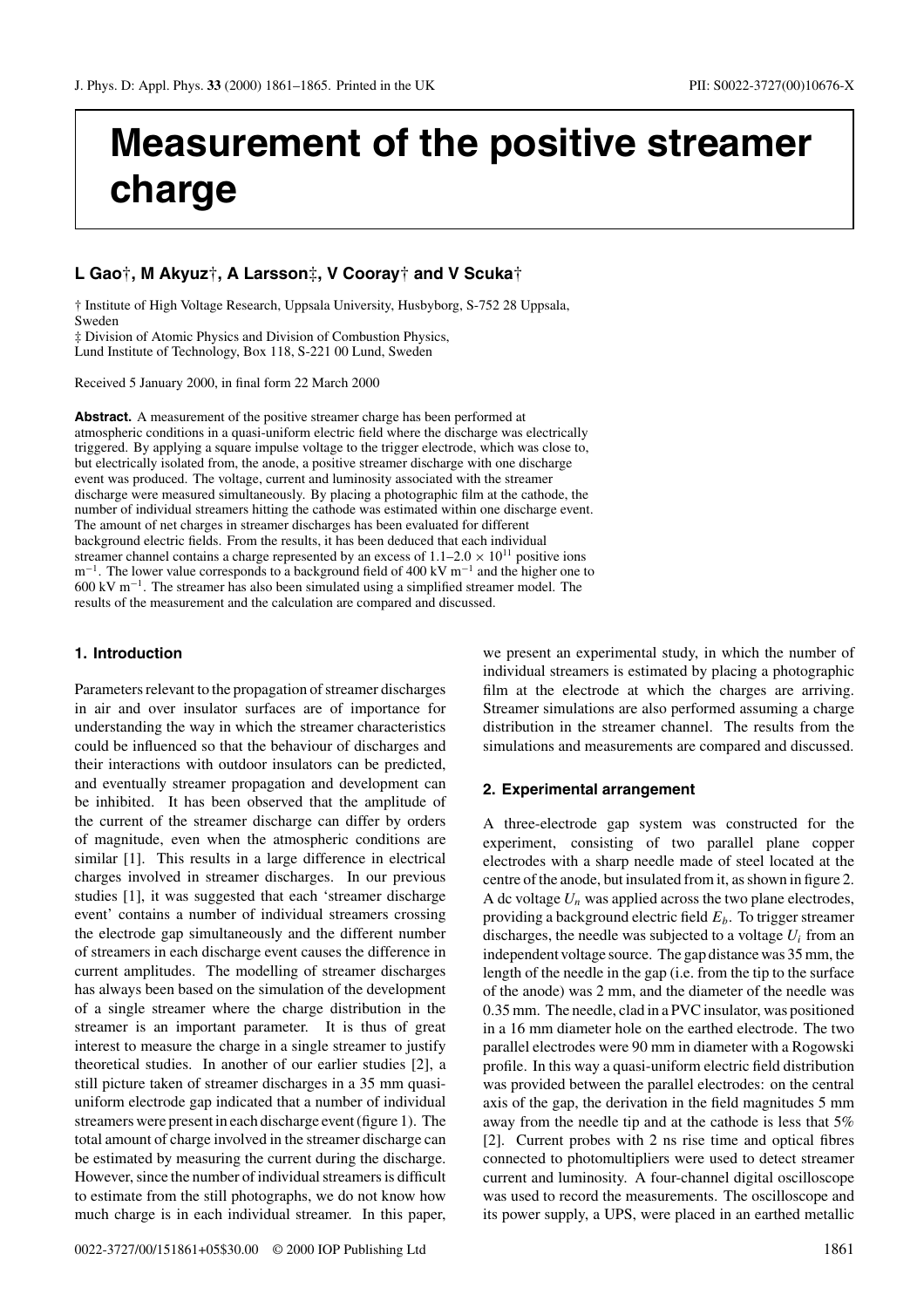# Measurement of the positive streamer charge

**L Gao†, M Akyuz†, A Larsson‡, V Cooray† and V Scuka†**

† Institute of High Voltage Research, Uppsala University, Husbyborg, S-752 28 Uppsala, Sweden

‡ Division of Atomic Physics and Division of Combustion Physics, Lund Institute of Technology, Box 118, S-221 00 Lund, Sweden

Received 5 January 2000, in final form 22 March 2000

**Abstract.** A measurement of the positive streamer charge has been performed at atmospheric conditions in a quasi-uniform electric field where the discharge was electrically triggered. By applying a square impulse voltage to the trigger electrode, which was close to, but electrically isolated from, the anode, a positive streamer discharge with one discharge event was produced. The voltage, current and luminosity associated with the streamer discharge were measured simultaneously. By placing a photographic film at the cathode, the number of individual streamers hitting the cathode was estimated within one discharge event. The amount of net charges in streamer discharges has been evaluated for different background electric fields. From the results, it has been deduced that each individual streamer channel contains a charge represented by an excess of $1.1$–$2.0 \times 10^{11}$ positive ions $m^{-1}$. The lower value corresponds to a background field of 400 kV $m^{-1}$ and the higher one to 600 kV $m^{-1}$. The streamer has also been simulated using a simplified streamer model. The results of the measurement and the calculation are compared and discussed.

## 1. Introduction

Parameters relevant to the propagation of streamer discharges in air and over insulator surfaces are of importance for understanding the way in which the streamer characteristics could be influenced so that the behaviour of discharges and their interactions with outdoor insulators can be predicted, and eventually streamer propagation and development can be inhibited. It has been observed that the amplitude of the current of the streamer discharge can differ by orders of magnitude, even when the atmospheric conditions are similar [1]. This results in a large difference in electrical charges involved in streamer discharges. In our previous studies [1], it was suggested that each 'streamer discharge event' contains a number of individual streamers crossing the electrode gap simultaneously and the different number of streamers in each discharge event causes the difference in current amplitudes. The modelling of streamer discharges has always been based on the simulation of the development of a single streamer where the charge distribution in the streamer is an important parameter. It is thus of great interest to measure the charge in a single streamer to justify theoretical studies. In another of our earlier studies [2], a still picture taken of streamer discharges in a 35 mm quasi-uniform electrode gap indicated that a number of individual streamers were present in each discharge event (figure 1). The total amount of charge involved in the streamer discharge can be estimated by measuring the current during the discharge. However, since the number of individual streamers is difficult to estimate from the still photographs, we do not know how much charge is in each individual streamer. In this paper, we present an experimental study, in which the number of individual streamers is estimated by placing a photographic film at the electrode at which the charges are arriving. Streamer simulations are also performed assuming a charge distribution in the streamer channel. The results from the simulations and measurements are compared and discussed.

## 2. Experimental arrangement

A three-electrode gap system was constructed for the experiment, consisting of two parallel plane copper electrodes with a sharp needle made of steel located at the centre of the anode, but insulated from it, as shown in figure 2. A dc voltage $U_n$ was applied across the two plane electrodes, providing a background electric field $E_b$. To trigger streamer discharges, the needle was subjected to a voltage $U_i$ from an independent voltage source. The gap distance was 35 mm, the length of the needle in the gap (i.e. from the tip to the surface of the anode) was 2 mm, and the diameter of the needle was 0.35 mm. The needle, clad in a PVC insulator, was positioned in a 16 mm diameter hole on the earthed electrode. The two parallel electrodes were 90 mm in diameter with a Rogowski profile. In this way a quasi-uniform electric field distribution was provided between the parallel electrodes: on the central axis of the gap, the derivation in the field magnitudes 5 mm away from the needle tip and at the cathode is less that 5% [2]. Current probes with 2 ns rise time and optical fibres connected to photomultipliers were used to detect streamer current and luminosity. A four-channel digital oscilloscope was used to record the measurements. The oscilloscope and its power supply, a UPS, were placed in an earthed metallic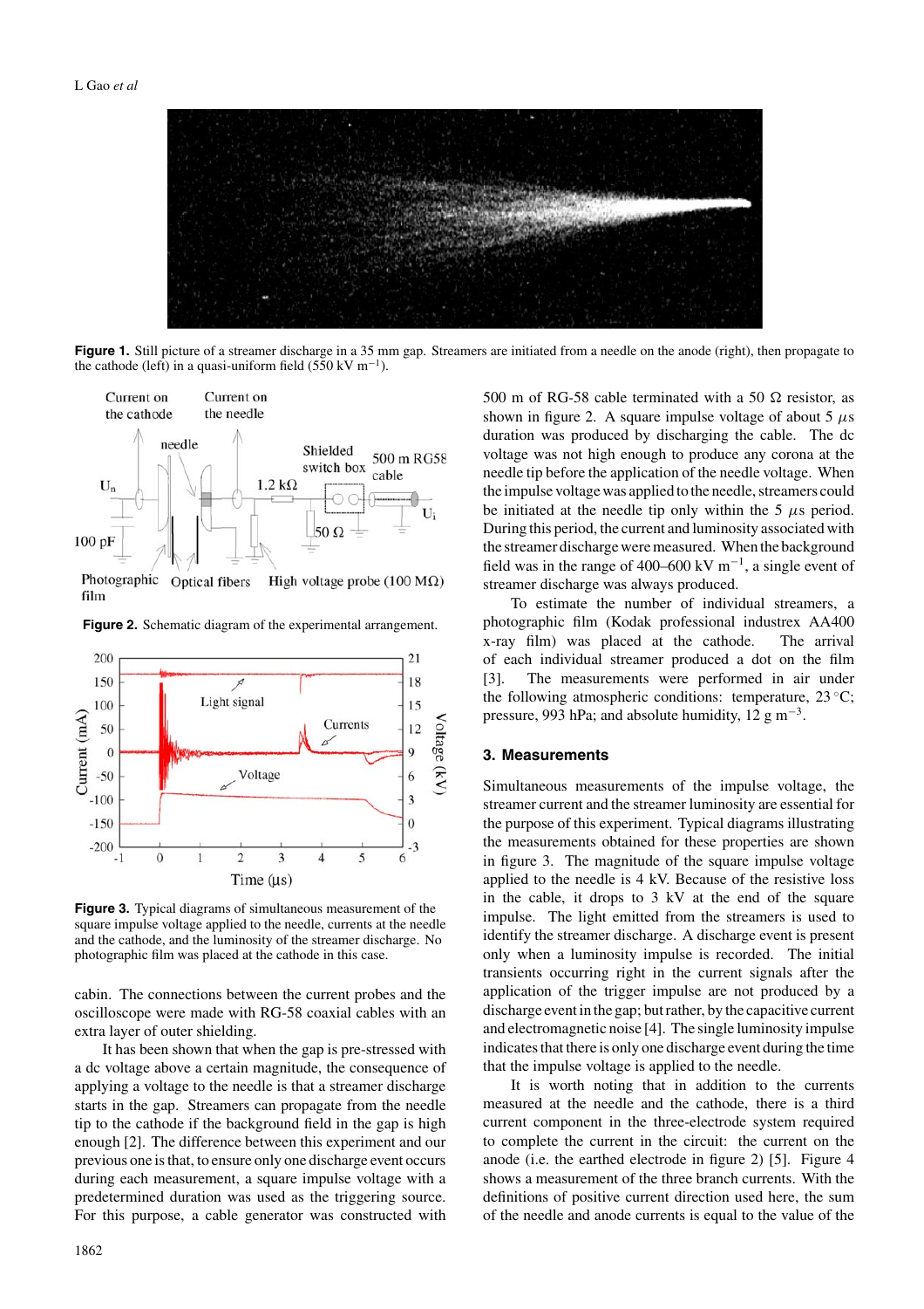Figure 1. Still picture of a streamer discharge in a 35 mm gap. Streamers are initiated from a needle on the anode (right), then propagate to the cathode (left) in a quasi-uniform field (550 kV m$^{-1}$).

Figure 2. Schematic diagram of the experimental arrangement.

Figure 3. Typical diagrams of simultaneous measurement of the square impulse voltage applied to the needle, currents at the needle and the cathode, and the luminosity of the streamer discharge. No photographic film was placed at the cathode in this case.

cabin. The connections between the current probes and the oscilloscope were made with RG-58 coaxial cables with an extra layer of outer shielding.

It has been shown that when the gap is pre-stressed with a dc voltage above a certain magnitude, the consequence of applying a voltage to the needle is that a streamer discharge starts in the gap. Streamers can propagate from the needle tip to the cathode if the background field in the gap is high enough [2]. The difference between this experiment and our previous one is that, to ensure only one discharge event occurs during each measurement, a square impulse voltage with a predetermined duration was used as the triggering source. For this purpose, a cable generator was constructed with 500 m of RG-58 cable terminated with a 50 Ω resistor, as shown in figure 2. A square impulse voltage of about 5 $\mu$s duration was produced by discharging the cable. The dc voltage was not high enough to produce any corona at the needle tip before the application of the needle voltage. When the impulse voltage was applied to the needle, streamers could be initiated at the needle tip only within the 5 $\mu$s period. During this period, the current and luminosity associated with the streamer discharge were measured. When the background field was in the range of 400–600 kV m$^{-1}$, a single event of streamer discharge was always produced.

To estimate the number of individual streamers, a photographic film (Kodak professional industrex AA400 x-ray film) was placed at the cathode. The arrival of each individual streamer produced a dot on the film [3]. The measurements were performed in air under the following atmospheric conditions: temperature, 23 °C; pressure, 993 hPa; and absolute humidity, 12 g m$^{-3}$.

## 3. Measurements

Simultaneous measurements of the impulse voltage, the streamer current and the streamer luminosity are essential for the purpose of this experiment. Typical diagrams illustrating the measurements obtained for these properties are shown in figure 3. The magnitude of the square impulse voltage applied to the needle is 4 kV. Because of the resistive loss in the cable, it drops to 3 kV at the end of the square impulse. The light emitted from the streamers is used to identify the streamer discharge. A discharge event is present only when a luminosity impulse is recorded. The initial transients occurring right in the current signals after the application of the trigger impulse are not produced by a discharge event in the gap; but rather, by the capacitive current and electromagnetic noise [4]. The single luminosity impulse indicates that there is only one discharge event during the time that the impulse voltage is applied to the needle.

It is worth noting that in addition to the currents measured at the needle and the cathode, there is a third current component in the three-electrode system required to complete the current in the circuit: the current on the anode (i.e. the earthed electrode in figure 2) [5]. Figure 4 shows a measurement of the three branch currents. With the definitions of positive current direction used here, the sum of the needle and anode currents is equal to the value of the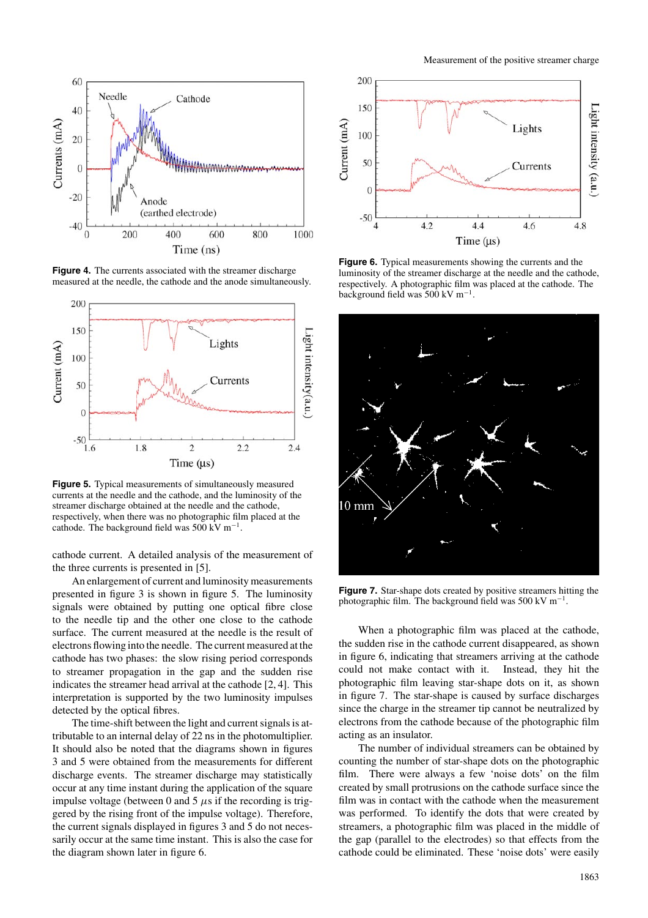**Figure 4.** The currents associated with the streamer discharge measured at the needle, the cathode and the anode simultaneously.

**Figure 5.** Typical measurements of simultaneously measured currents at the needle and the cathode, and the luminosity of the streamer discharge obtained at the needle and the cathode, respectively, when there was no photographic film placed at the cathode. The background field was 500 kV m$^{-1}$.

cathode current. A detailed analysis of the measurement of the three currents is presented in [5].

An enlargement of current and luminosity measurements presented in figure 3 is shown in figure 5. The luminosity signals were obtained by putting one optical fibre close to the needle tip and the other one close to the cathode surface. The current measured at the needle is the result of electrons flowing into the needle. The current measured at the cathode has two phases: the slow rising period corresponds to streamer propagation in the gap and the sudden rise indicates the streamer head arrival at the cathode [2, 4]. This interpretation is supported by the two luminosity impulses detected by the optical fibres.

The time-shift between the light and current signals is attributable to an internal delay of 22 ns in the photomultiplier. It should also be noted that the diagrams shown in figures 3 and 5 were obtained from the measurements for different discharge events. The streamer discharge may statistically occur at any time instant during the application of the square impulse voltage (between 0 and 5 $\mu$s if the recording is triggered by the rising front of the impulse voltage). Therefore, the current signals displayed in figures 3 and 5 do not necessarily occur at the same time instant. This is also the case for the diagram shown later in figure 6.

**Figure 6.** Typical measurements showing the currents and the luminosity of the streamer discharge at the needle and the cathode, respectively. A photographic film was placed at the cathode. The background field was 500 kV m$^{-1}$.

**Figure 7.** Star-shape dots created by positive streamers hitting the photographic film. The background field was 500 kV m$^{-1}$.

When a photographic film was placed at the cathode, the sudden rise in the cathode current disappeared, as shown in figure 6, indicating that streamers arriving at the cathode could not make contact with it. Instead, they hit the photographic film leaving star-shape dots on it, as shown in figure 7. The star-shape is caused by surface discharges since the charge in the streamer tip cannot be neutralized by electrons from the cathode because of the photographic film acting as an insulator.

The number of individual streamers can be obtained by counting the number of star-shape dots on the photographic film. There were always a few 'noise dots' on the film created by small protrusions on the cathode surface since the film was in contact with the cathode when the measurement was performed. To identify the dots that were created by streamers, a photographic film was placed in the middle of the gap (parallel to the electrodes) so that effects from the cathode could be eliminated. These 'noise dots' were easily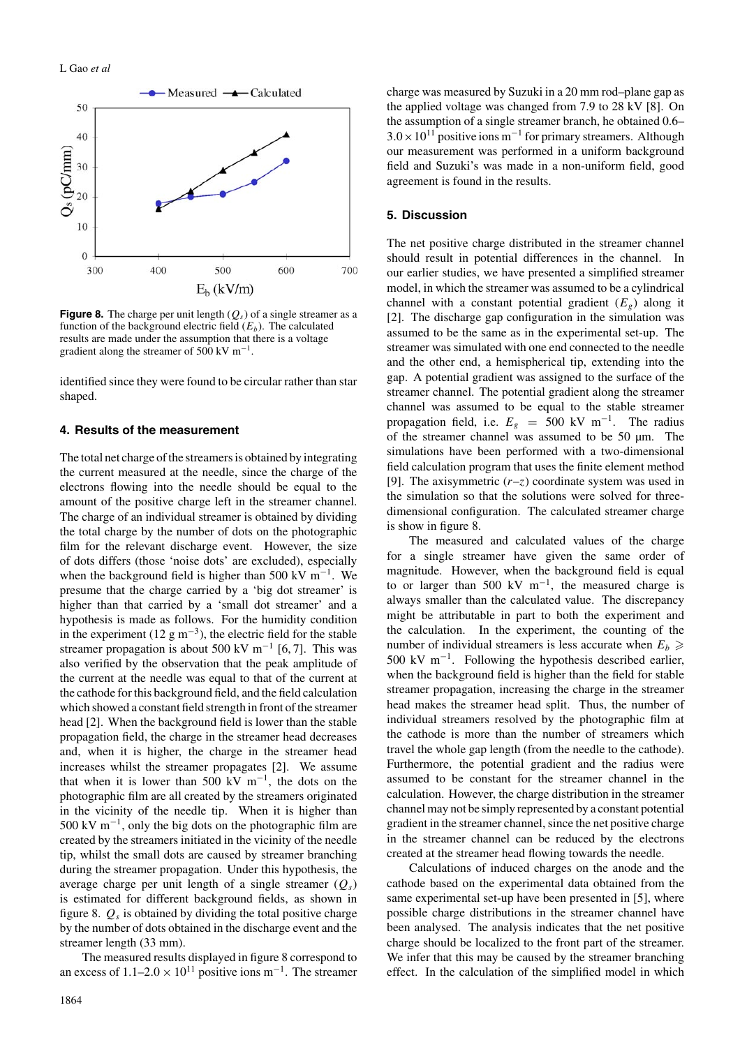**Figure 8.** The charge per unit length ($Q_s$) of a single streamer as a function of the background electric field ($E_b$). The calculated results are made under the assumption that there is a voltage gradient along the streamer of 500 kV m$^{-1}$.

identified since they were found to be circular rather than star shaped.

## 4. Results of the measurement

The total net charge of the streamers is obtained by integrating the current measured at the needle, since the charge of the electrons flowing into the needle should be equal to the amount of the positive charge left in the streamer channel. The charge of an individual streamer is obtained by dividing the total charge by the number of dots on the photographic film for the relevant discharge event. However, the size of dots differs (those 'noise dots' are excluded), especially when the background field is higher than 500 kV m$^{-1}$. We presume that the charge carried by a 'big dot streamer' is higher than that carried by a 'small dot streamer' and a hypothesis is made as follows. For the humidity condition in the experiment (12 g m$^{-3}$), the electric field for the stable streamer propagation is about 500 kV m$^{-1}$ [6, 7]. This was also verified by the observation that the peak amplitude of the current at the needle was equal to that of the current at the cathode for this background field, and the field calculation which showed a constant field strength in front of the streamer head [2]. When the background field is lower than the stable propagation field, the charge in the streamer head decreases and, when it is higher, the charge in the streamer head increases whilst the streamer propagates [2]. We assume that when it is lower than 500 kV m$^{-1}$, the dots on the photographic film are all created by the streamers originated in the vicinity of the needle tip. When it is higher than 500 kV m$^{-1}$, only the big dots on the photographic film are created by the streamers initiated in the vicinity of the needle tip, whilst the small dots are caused by streamer branching during the streamer propagation. Under this hypothesis, the average charge per unit length of a single streamer ($Q_s$) is estimated for different background fields, as shown in figure 8. $Q_s$ is obtained by dividing the total positive charge by the number of dots obtained in the discharge event and the streamer length (33 mm).

The measured results displayed in figure 8 correspond to an excess of 1.1–2.0 $\times$ 10$^{11}$ positive ions m$^{-1}$. The streamer charge was measured by Suzuki in a 20 mm rod–plane gap as the applied voltage was changed from 7.9 to 28 kV [8]. On the assumption of a single streamer branch, he obtained 0.6–3.0 $\times$ 10$^{11}$ positive ions m$^{-1}$ for primary streamers. Although our measurement was performed in a uniform background field and Suzuki's was made in a non-uniform field, good agreement is found in the results.

## 5. Discussion

The net positive charge distributed in the streamer channel should result in potential differences in the channel. In our earlier studies, we have presented a simplified streamer model, in which the streamer was assumed to be a cylindrical channel with a constant potential gradient ($E_g$) along it [2]. The discharge gap configuration in the simulation was assumed to be the same as in the experimental set-up. The streamer was simulated with one end connected to the needle and the other end, a hemispherical tip, extending into the gap. A potential gradient was assigned to the surface of the streamer channel. The potential gradient along the streamer channel was assumed to be equal to the stable streamer propagation field, i.e. $E_g$ = 500 kV m$^{-1}$. The radius of the streamer channel was assumed to be 50 μm. The simulations have been performed with a two-dimensional field calculation program that uses the finite element method [9]. The axisymmetric ($r$–$z$) coordinate system was used in the simulation so that the solutions were solved for three-dimensional configuration. The calculated streamer charge is show in figure 8.

The measured and calculated values of the charge for a single streamer have given the same order of magnitude. However, when the background field is equal to or larger than 500 kV m$^{-1}$, the measured charge is always smaller than the calculated value. The discrepancy might be attributable in part to both the experiment and the calculation. In the experiment, the counting of the number of individual streamers is less accurate when $E_b \geqslant$ 500 kV m$^{-1}$. Following the hypothesis described earlier, when the background field is higher than the field for stable streamer propagation, increasing the charge in the streamer head makes the streamer head split. Thus, the number of individual streamers resolved by the photographic film at the cathode is more than the number of streamers which travel the whole gap length (from the needle to the cathode). Furthermore, the potential gradient and the radius were assumed to be constant for the streamer channel in the calculation. However, the charge distribution in the streamer channel may not be simply represented by a constant potential gradient in the streamer channel, since the net positive charge in the streamer channel can be reduced by the electrons created at the streamer head flowing towards the needle.

Calculations of induced charges on the anode and the cathode based on the experimental data obtained from the same experimental set-up have been presented in [5], where possible charge distributions in the streamer channel have been analysed. The analysis indicates that the net positive charge should be localized to the front part of the streamer. We infer that this may be caused by the streamer branching effect. In the calculation of the simplified model in which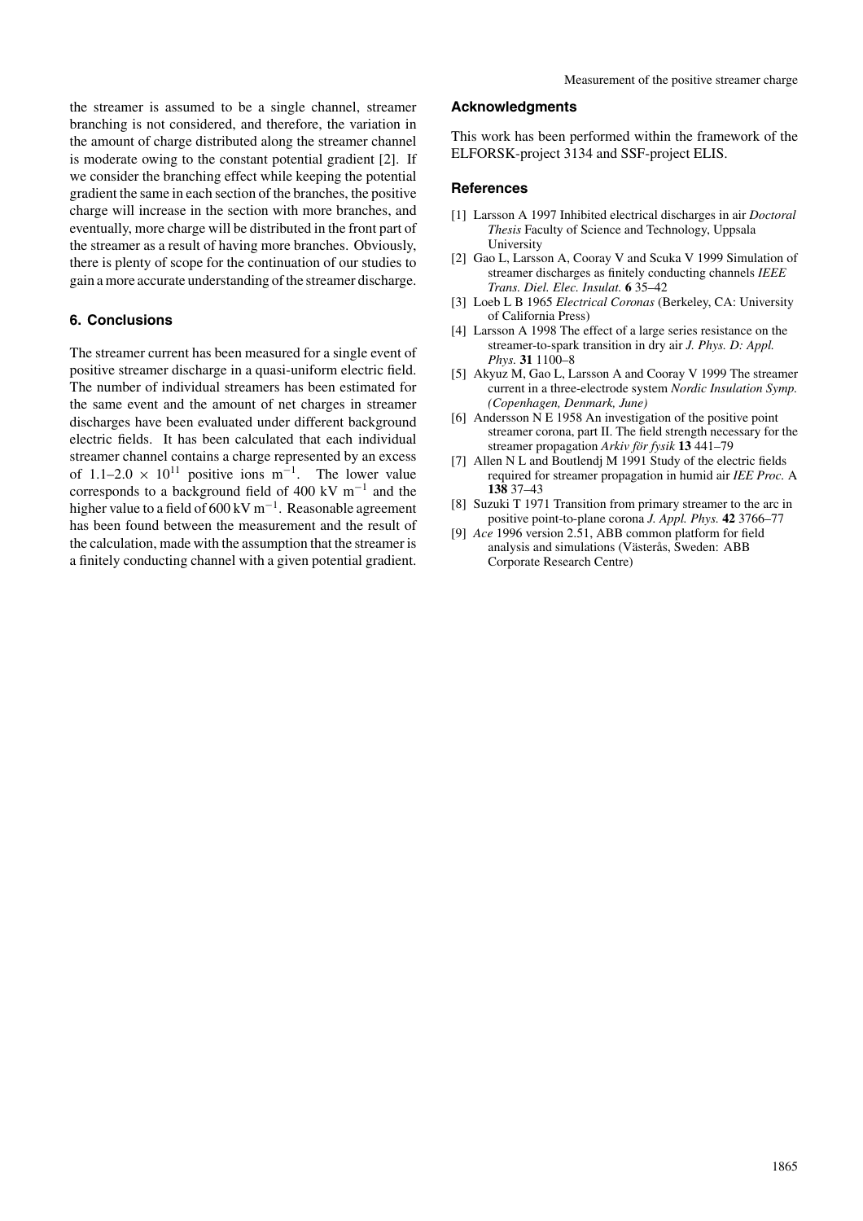the streamer is assumed to be a single channel, streamer branching is not considered, and therefore, the variation in the amount of charge distributed along the streamer channel is moderate owing to the constant potential gradient [2]. If we consider the branching effect while keeping the potential gradient the same in each section of the branches, the positive charge will increase in the section with more branches, and eventually, more charge will be distributed in the front part of the streamer as a result of having more branches. Obviously, there is plenty of scope for the continuation of our studies to gain a more accurate understanding of the streamer discharge.

## 6. Conclusions

The streamer current has been measured for a single event of positive streamer discharge in a quasi-uniform electric field. The number of individual streamers has been estimated for the same event and the amount of net charges in streamer discharges have been evaluated under different background electric fields. It has been calculated that each individual streamer channel contains a charge represented by an excess of 1.1–2.0 $\times$ $10^{11}$ positive ions $m^{-1}$. The lower value corresponds to a background field of 400 kV $m^{-1}$ and the higher value to a field of 600 kV $m^{-1}$. Reasonable agreement has been found between the measurement and the result of the calculation, made with the assumption that the streamer is a finitely conducting channel with a given potential gradient.

## Acknowledgments

This work has been performed within the framework of the ELFORSK-project 3134 and SSF-project ELIS.

## References

[1] Larsson A 1997 Inhibited electrical discharges in air *Doctoral Thesis* Faculty of Science and Technology, Uppsala University

[2] Gao L, Larsson A, Cooray V and Scuka V 1999 Simulation of streamer discharges as finitely conducting channels *IEEE Trans. Diel. Elec. Insulat.* **6** 35–42

[3] Loeb L B 1965 *Electrical Coronas* (Berkeley, CA: University of California Press)

[4] Larsson A 1998 The effect of a large series resistance on the streamer-to-spark transition in dry air *J. Phys. D: Appl. Phys.* **31** 1100–8

[5] Akyuz M, Gao L, Larsson A and Cooray V 1999 The streamer current in a three-electrode system *Nordic Insulation Symp. (Copenhagen, Denmark, June)*

[6] Andersson N E 1958 An investigation of the positive point streamer corona, part II. The field strength necessary for the streamer propagation *Arkiv för fysik* **13** 441–79

[7] Allen N L and Boutlendj M 1991 Study of the electric fields required for streamer propagation in humid air *IEE Proc.* A **138** 37–43

[8] Suzuki T 1971 Transition from primary streamer to the arc in positive point-to-plane corona *J. Appl. Phys.* **42** 3766–77

[9] *Ace* 1996 version 2.51, ABB common platform for field analysis and simulations (Västerås, Sweden: ABB Corporate Research Centre)